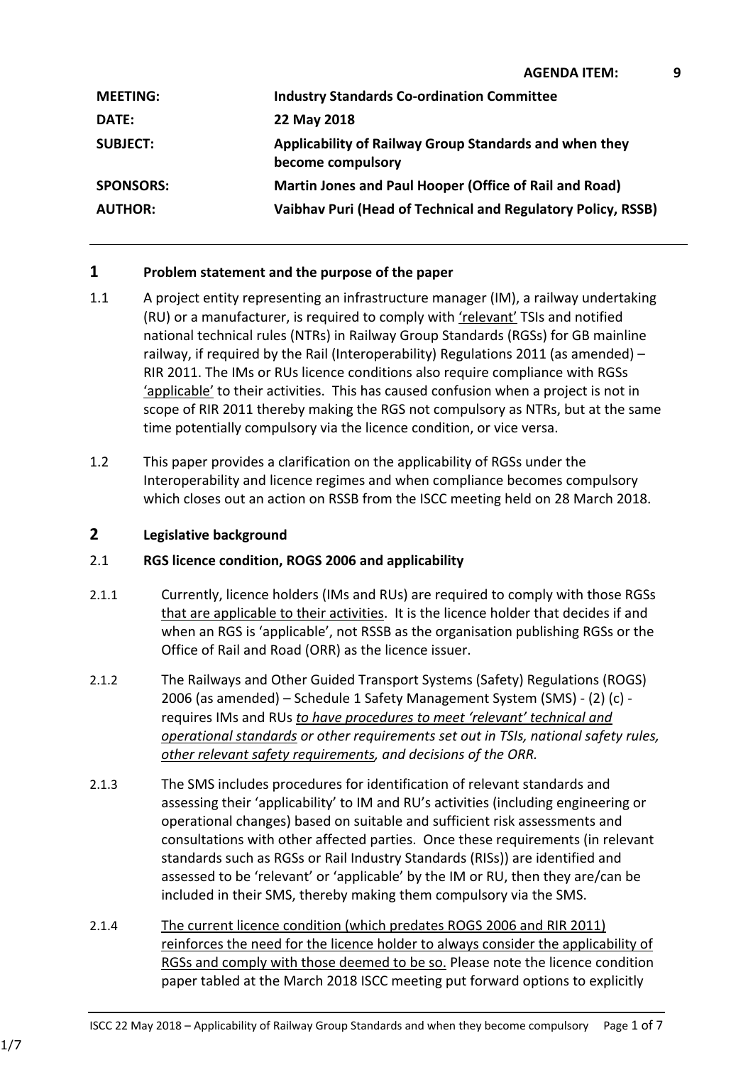**AGENDA ITEM: 9**

| | |
|---|---|
| **MEETING:** | **Industry Standards Co-ordination Committee** |
| **DATE:** | **22 May 2018** |
| **SUBJECT:** | **Applicability of Railway Group Standards and when they become compulsory** |
| **SPONSORS:** | **Martin Jones and Paul Hooper (Office of Rail and Road)** |
| **AUTHOR:** | **Vaibhav Puri (Head of Technical and Regulatory Policy, RSSB)** |

## 1 Problem statement and the purpose of the paper

1.1 A project entity representing an infrastructure manager (IM), a railway undertaking (RU) or a manufacturer, is required to comply with 'relevant' TSIs and notified national technical rules (NTRs) in Railway Group Standards (RGSs) for GB mainline railway, if required by the Rail (Interoperability) Regulations 2011 (as amended) – RIR 2011. The IMs or RUs licence conditions also require compliance with RGSs 'applicable' to their activities. This has caused confusion when a project is not in scope of RIR 2011 thereby making the RGS not compulsory as NTRs, but at the same time potentially compulsory via the licence condition, or vice versa.

1.2 This paper provides a clarification on the applicability of RGSs under the Interoperability and licence regimes and when compliance becomes compulsory which closes out an action on RSSB from the ISCC meeting held on 28 March 2018.

## 2 Legislative background

### 2.1 RGS licence condition, ROGS 2006 and applicability

2.1.1 Currently, licence holders (IMs and RUs) are required to comply with those RGSs that are applicable to their activities. It is the licence holder that decides if and when an RGS is 'applicable', not RSSB as the organisation publishing RGSs or the Office of Rail and Road (ORR) as the licence issuer.

2.1.2 The Railways and Other Guided Transport Systems (Safety) Regulations (ROGS) 2006 (as amended) – Schedule 1 Safety Management System (SMS) - (2) (c) - requires IMs and RUs *to have procedures to meet 'relevant' technical and operational standards or other requirements set out in TSIs, national safety rules, other relevant safety requirements, and decisions of the ORR.*

2.1.3 The SMS includes procedures for identification of relevant standards and assessing their 'applicability' to IM and RU's activities (including engineering or operational changes) based on suitable and sufficient risk assessments and consultations with other affected parties. Once these requirements (in relevant standards such as RGSs or Rail Industry Standards (RISs)) are identified and assessed to be 'relevant' or 'applicable' by the IM or RU, then they are/can be included in their SMS, thereby making them compulsory via the SMS.

2.1.4 The current licence condition (which predates ROGS 2006 and RIR 2011) reinforces the need for the licence holder to always consider the applicability of RGSs and comply with those deemed to be so. Please note the licence condition paper tabled at the March 2018 ISCC meeting put forward options to explicitly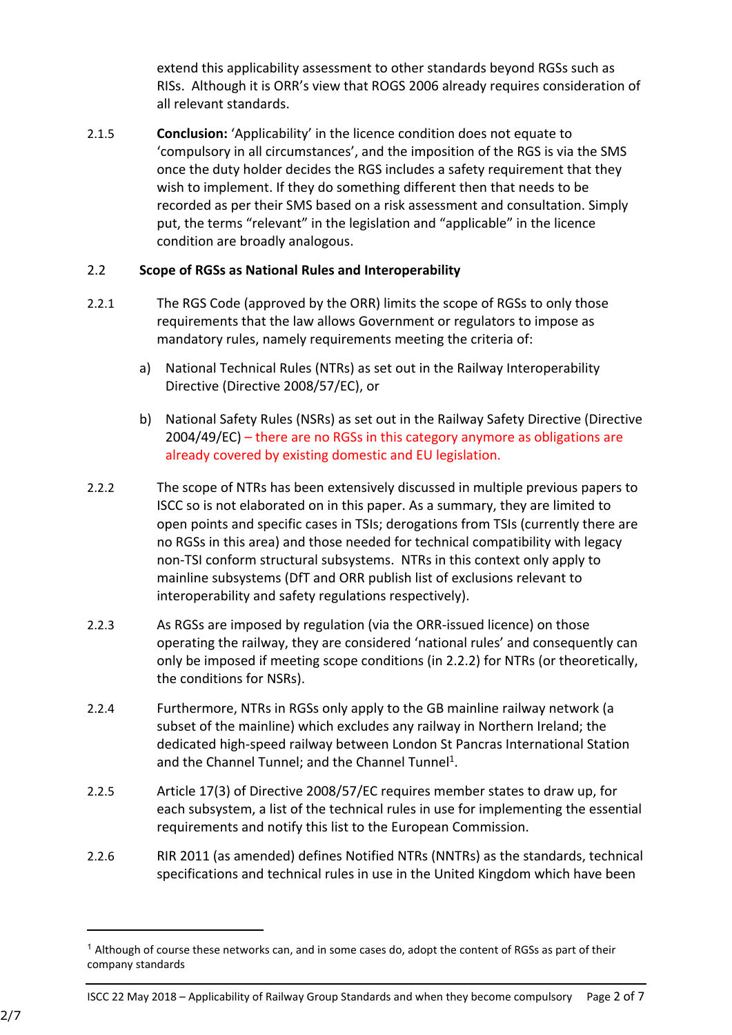extend this applicability assessment to other standards beyond RGSs such as RISs. Although it is ORR's view that ROGS 2006 already requires consideration of all relevant standards.

2.1.5 **Conclusion:** 'Applicability' in the licence condition does not equate to 'compulsory in all circumstances', and the imposition of the RGS is via the SMS once the duty holder decides the RGS includes a safety requirement that they wish to implement. If they do something different then that needs to be recorded as per their SMS based on a risk assessment and consultation. Simply put, the terms "relevant" in the legislation and "applicable" in the licence condition are broadly analogous.

## 2.2 Scope of RGSs as National Rules and Interoperability

2.2.1 The RGS Code (approved by the ORR) limits the scope of RGSs to only those requirements that the law allows Government or regulators to impose as mandatory rules, namely requirements meeting the criteria of:

a) National Technical Rules (NTRs) as set out in the Railway Interoperability Directive (Directive 2008/57/EC), or

b) National Safety Rules (NSRs) as set out in the Railway Safety Directive (Directive 2004/49/EC) – there are no RGSs in this category anymore as obligations are already covered by existing domestic and EU legislation.

2.2.2 The scope of NTRs has been extensively discussed in multiple previous papers to ISCC so is not elaborated on in this paper. As a summary, they are limited to open points and specific cases in TSIs; derogations from TSIs (currently there are no RGSs in this area) and those needed for technical compatibility with legacy non-TSI conform structural subsystems. NTRs in this context only apply to mainline subsystems (DfT and ORR publish list of exclusions relevant to interoperability and safety regulations respectively).

2.2.3 As RGSs are imposed by regulation (via the ORR-issued licence) on those operating the railway, they are considered 'national rules' and consequently can only be imposed if meeting scope conditions (in 2.2.2) for NTRs (or theoretically, the conditions for NSRs).

2.2.4 Furthermore, NTRs in RGSs only apply to the GB mainline railway network (a subset of the mainline) which excludes any railway in Northern Ireland; the dedicated high-speed railway between London St Pancras International Station and the Channel Tunnel; and the Channel Tunnel[1].

2.2.5 Article 17(3) of Directive 2008/57/EC requires member states to draw up, for each subsystem, a list of the technical rules in use for implementing the essential requirements and notify this list to the European Commission.

2.2.6 RIR 2011 (as amended) defines Notified NTRs (NNTRs) as the standards, technical specifications and technical rules in use in the United Kingdom which have been

[1] Although of course these networks can, and in some cases do, adopt the content of RGSs as part of their company standards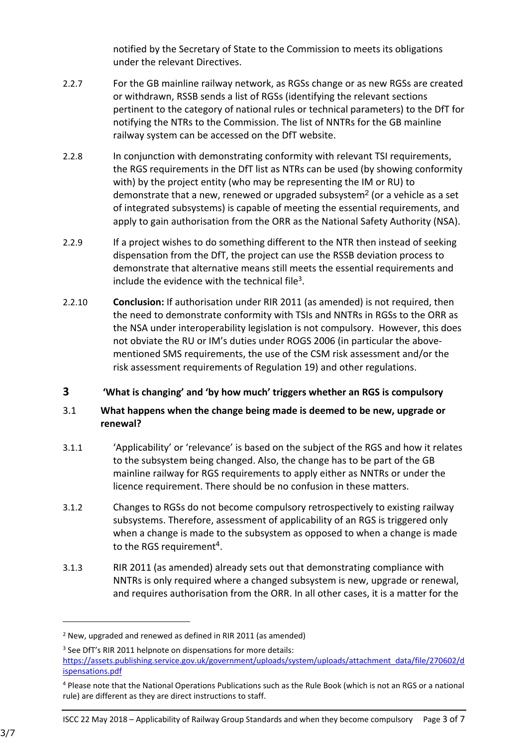notified by the Secretary of State to the Commission to meets its obligations under the relevant Directives.

2.2.7 For the GB mainline railway network, as RGSs change or as new RGSs are created or withdrawn, RSSB sends a list of RGSs (identifying the relevant sections pertinent to the category of national rules or technical parameters) to the DfT for notifying the NTRs to the Commission. The list of NNTRs for the GB mainline railway system can be accessed on the DfT website.

2.2.8 In conjunction with demonstrating conformity with relevant TSI requirements, the RGS requirements in the DfT list as NTRs can be used (by showing conformity with) by the project entity (who may be representing the IM or RU) to demonstrate that a new, renewed or upgraded subsystem[2] (or a vehicle as a set of integrated subsystems) is capable of meeting the essential requirements, and apply to gain authorisation from the ORR as the National Safety Authority (NSA).

2.2.9 If a project wishes to do something different to the NTR then instead of seeking dispensation from the DfT, the project can use the RSSB deviation process to demonstrate that alternative means still meets the essential requirements and include the evidence with the technical file[3].

2.2.10 **Conclusion:** If authorisation under RIR 2011 (as amended) is not required, then the need to demonstrate conformity with TSIs and NNTRs in RGSs to the ORR as the NSA under interoperability legislation is not compulsory. However, this does not obviate the RU or IM's duties under ROGS 2006 (in particular the above-mentioned SMS requirements, the use of the CSM risk assessment and/or the risk assessment requirements of Regulation 19) and other regulations.

## 3 'What is changing' and 'by how much' triggers whether an RGS is compulsory

### 3.1 What happens when the change being made is deemed to be new, upgrade or renewal?

3.1.1 'Applicability' or 'relevance' is based on the subject of the RGS and how it relates to the subsystem being changed. Also, the change has to be part of the GB mainline railway for RGS requirements to apply either as NNTRs or under the licence requirement. There should be no confusion in these matters.

3.1.2 Changes to RGSs do not become compulsory retrospectively to existing railway subsystems. Therefore, assessment of applicability of an RGS is triggered only when a change is made to the subsystem as opposed to when a change is made to the RGS requirement[4].

3.1.3 RIR 2011 (as amended) already sets out that demonstrating compliance with NNTRs is only required where a changed subsystem is new, upgrade or renewal, and requires authorisation from the ORR. In all other cases, it is a matter for the

---

[2] New, upgraded and renewed as defined in RIR 2011 (as amended)

[3] See DfT's RIR 2011 helpnote on dispensations for more details: https://assets.publishing.service.gov.uk/government/uploads/system/uploads/attachment_data/file/270602/dispensations.pdf

[4] Please note that the National Operations Publications such as the Rule Book (which is not an RGS or a national rule) are different as they are direct instructions to staff.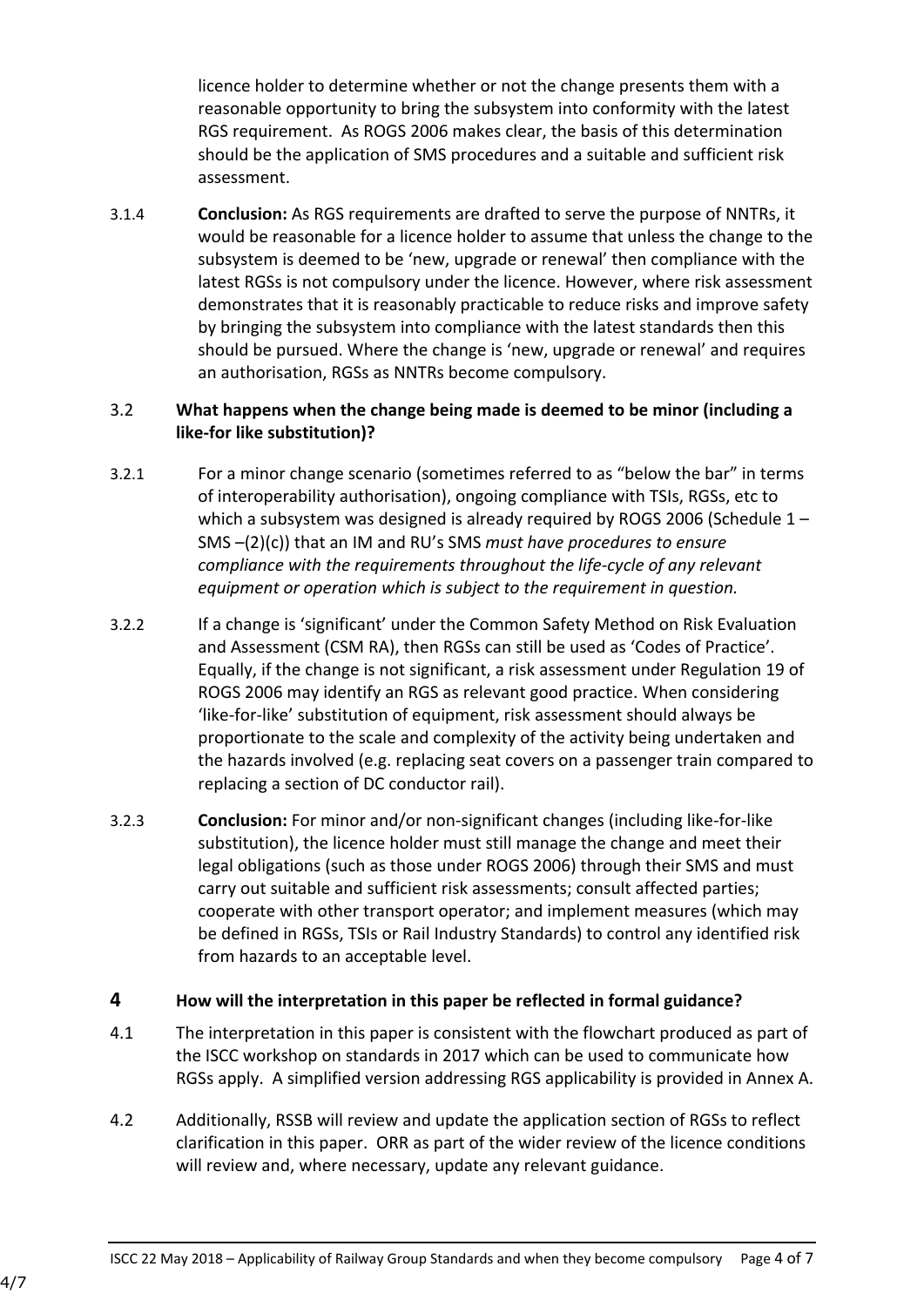licence holder to determine whether or not the change presents them with a reasonable opportunity to bring the subsystem into conformity with the latest RGS requirement. As ROGS 2006 makes clear, the basis of this determination should be the application of SMS procedures and a suitable and sufficient risk assessment.

3.1.4 **Conclusion:** As RGS requirements are drafted to serve the purpose of NNTRs, it would be reasonable for a licence holder to assume that unless the change to the subsystem is deemed to be 'new, upgrade or renewal' then compliance with the latest RGSs is not compulsory under the licence. However, where risk assessment demonstrates that it is reasonably practicable to reduce risks and improve safety by bringing the subsystem into compliance with the latest standards then this should be pursued. Where the change is 'new, upgrade or renewal' and requires an authorisation, RGSs as NNTRs become compulsory.

### 3.2 What happens when the change being made is deemed to be minor (including a like-for like substitution)?

3.2.1 For a minor change scenario (sometimes referred to as "below the bar" in terms of interoperability authorisation), ongoing compliance with TSIs, RGSs, etc to which a subsystem was designed is already required by ROGS 2006 (Schedule 1 – SMS –(2)(c)) that an IM and RU's SMS *must have procedures to ensure compliance with the requirements throughout the life-cycle of any relevant equipment or operation which is subject to the requirement in question.*

3.2.2 If a change is 'significant' under the Common Safety Method on Risk Evaluation and Assessment (CSM RA), then RGSs can still be used as 'Codes of Practice'. Equally, if the change is not significant, a risk assessment under Regulation 19 of ROGS 2006 may identify an RGS as relevant good practice. When considering 'like-for-like' substitution of equipment, risk assessment should always be proportionate to the scale and complexity of the activity being undertaken and the hazards involved (e.g. replacing seat covers on a passenger train compared to replacing a section of DC conductor rail).

3.2.3 **Conclusion:** For minor and/or non-significant changes (including like-for-like substitution), the licence holder must still manage the change and meet their legal obligations (such as those under ROGS 2006) through their SMS and must carry out suitable and sufficient risk assessments; consult affected parties; cooperate with other transport operator; and implement measures (which may be defined in RGSs, TSIs or Rail Industry Standards) to control any identified risk from hazards to an acceptable level.

## 4 How will the interpretation in this paper be reflected in formal guidance?

4.1 The interpretation in this paper is consistent with the flowchart produced as part of the ISCC workshop on standards in 2017 which can be used to communicate how RGSs apply. A simplified version addressing RGS applicability is provided in Annex A.

4.2 Additionally, RSSB will review and update the application section of RGSs to reflect clarification in this paper. ORR as part of the wider review of the licence conditions will review and, where necessary, update any relevant guidance.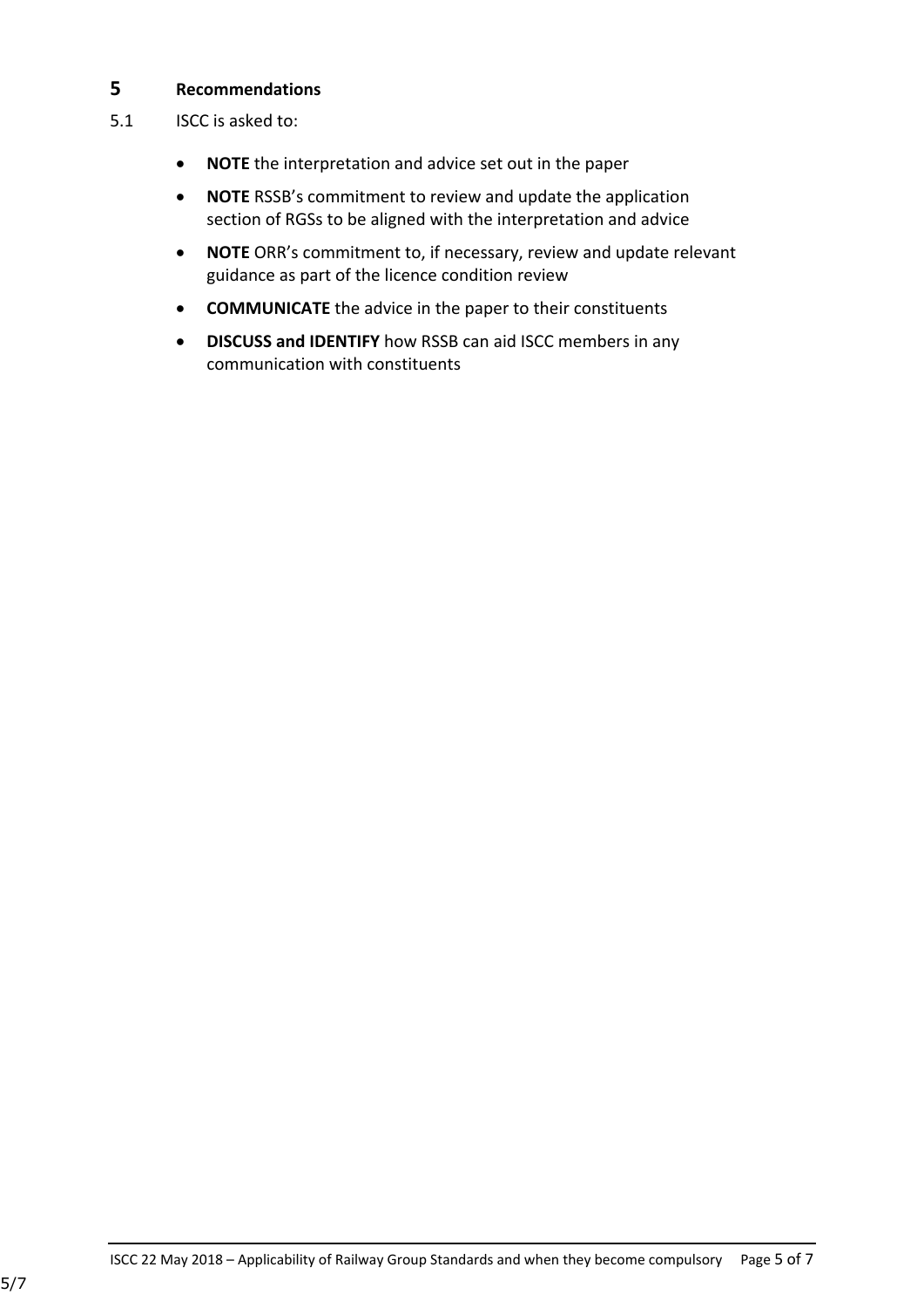## 5 Recommendations

5.1 ISCC is asked to:

- **NOTE** the interpretation and advice set out in the paper
- **NOTE** RSSB's commitment to review and update the application section of RGSs to be aligned with the interpretation and advice
- **NOTE** ORR's commitment to, if necessary, review and update relevant guidance as part of the licence condition review
- **COMMUNICATE** the advice in the paper to their constituents
- **DISCUSS and IDENTIFY** how RSSB can aid ISCC members in any communication with constituents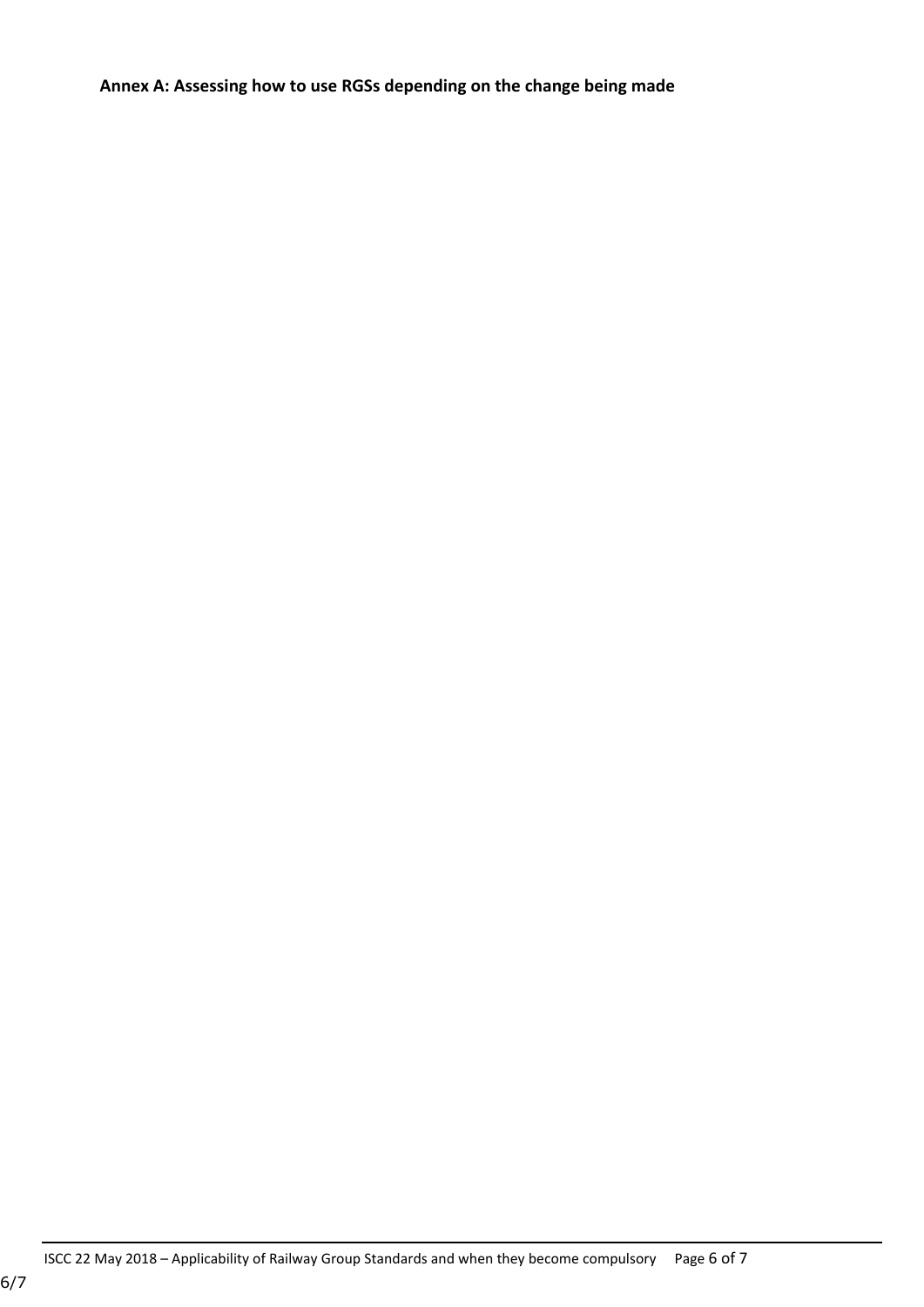**Annex A: Assessing how to use RGSs depending on the change being made**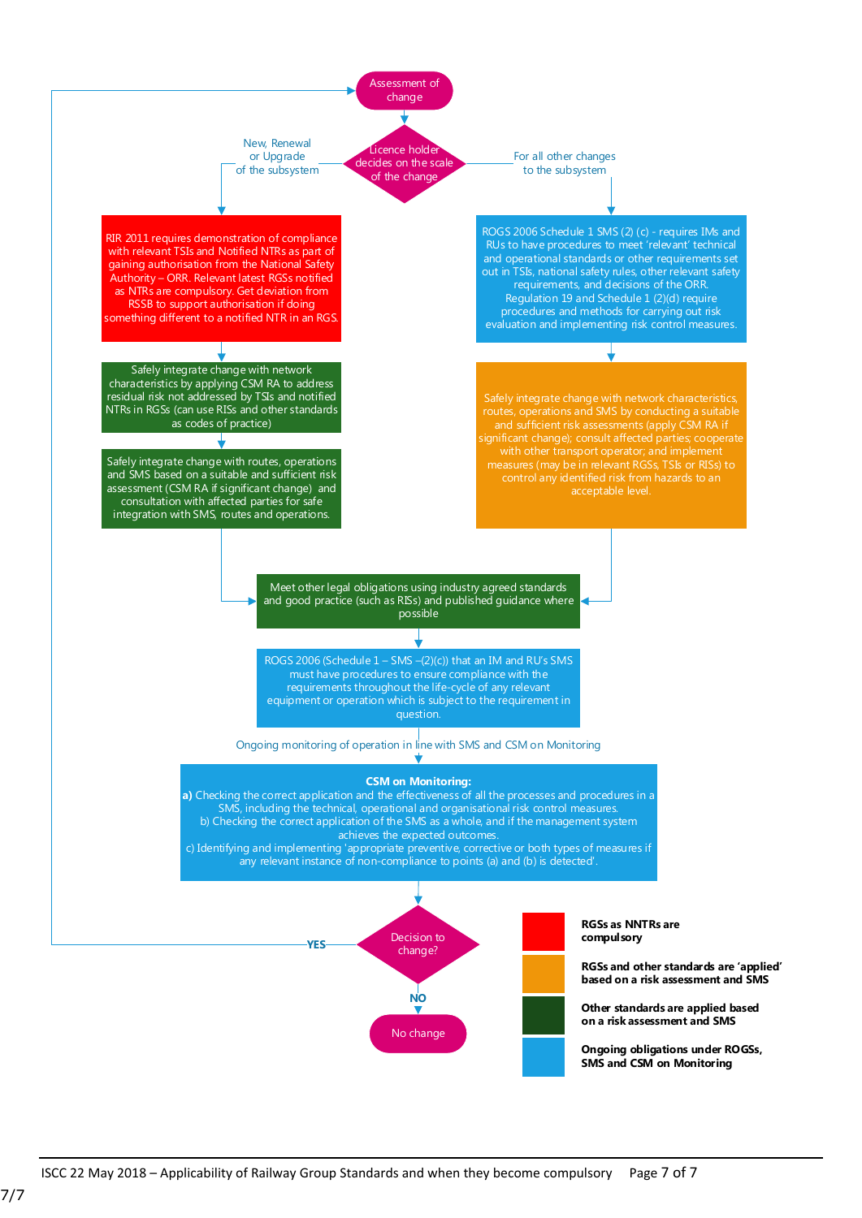Assessment of change

Licence holder decides on the scale of the change

New, Renewal or Upgrade of the subsystem

For all other changes to the subsystem

RIR 2011 requires demonstration of compliance with relevant TSIs and Notified NTRs as part of gaining authorisation from the National Safety Authority – ORR. Relevant latest RGSs notified as NTRs are compulsory. Get deviation from RSSB to support authorisation if doing something different to a notified NTR in an RGS.

ROGS 2006 Schedule 1 SMS (2) (c) - requires IMs and RUs to have procedures to meet 'relevant' technical and operational standards or other requirements set out in TSIs, national safety rules, other relevant safety requirements, and decisions of the ORR. Regulation 19 and Schedule 1 (2)(d) require procedures and methods for carrying out risk evaluation and implementing risk control measures.

Safely integrate change with network characteristics by applying CSM RA to address residual risk not addressed by TSIs and notified NTRs in RGSs (can use RISs and other standards as codes of practice)

Safely integrate change with routes, operations and SMS based on a suitable and sufficient risk assessment (CSM RA if significant change) and consultation with affected parties for safe integration with SMS, routes and operations.

Safely integrate change with network characteristics, routes, operations and SMS by conducting a suitable and sufficient risk assessments (apply CSM RA if significant change); consult affected parties; cooperate with other transport operator; and implement measures (may be in relevant RGSs, TSIs or RISs) to control any identified risk from hazards to an acceptable level.

Meet other legal obligations using industry agreed standards and good practice (such as RISs) and published guidance where possible

ROGS 2006 (Schedule 1 – SMS –(2)(c)) that an IM and RU's SMS must have procedures to ensure compliance with the requirements throughout the life-cycle of any relevant equipment or operation which is subject to the requirement in question.

Ongoing monitoring of operation in line with SMS and CSM on Monitoring

**CSM on Monitoring:**
**a)** Checking the correct application and the effectiveness of all the processes and procedures in a SMS, including the technical, operational and organisational risk control measures.
b) Checking the correct application of the SMS as a whole, and if the management system achieves the expected outcomes.
c) Identifying and implementing 'appropriate preventive, corrective or both types of measures if any relevant instance of non-compliance to points (a) and (b) is detected'.

Decision to change?

YES

NO

No change

**RGSs as NNTRs are compulsory**

**RGSs and other standards are 'applied' based on a risk assessment and SMS**

**Other standards are applied based on a risk assessment and SMS**

**Ongoing obligations under ROGSs, SMS and CSM on Monitoring**